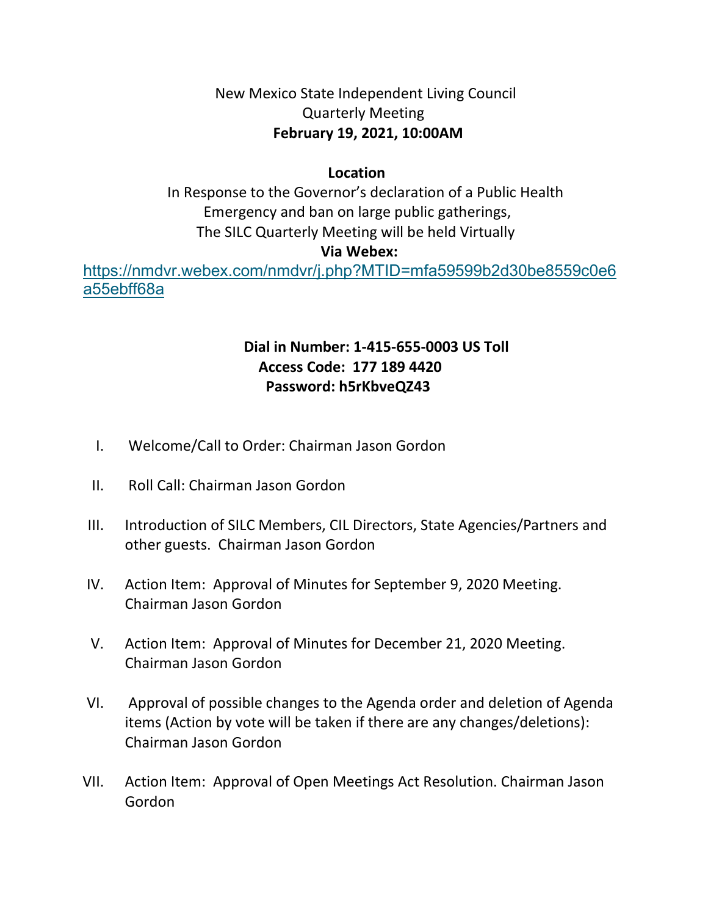New Mexico State Independent Living Council
Quarterly Meeting
**February 19, 2021, 10:00AM**

**Location**

In Response to the Governor's declaration of a Public Health Emergency and ban on large public gatherings,
The SILC Quarterly Meeting will be held Virtually
**Via Webex:**
https://nmdvr.webex.com/nmdvr/j.php?MTID=mfa59599b2d30be8559c0e6a55ebff68a

**Dial in Number: 1-415-655-0003 US Toll**
**Access Code: 177 189 4420**
**Password: h5rKbveQZ43**

I. Welcome/Call to Order: Chairman Jason Gordon

II. Roll Call: Chairman Jason Gordon

III. Introduction of SILC Members, CIL Directors, State Agencies/Partners and other guests. Chairman Jason Gordon

IV. Action Item: Approval of Minutes for September 9, 2020 Meeting. Chairman Jason Gordon

V. Action Item: Approval of Minutes for December 21, 2020 Meeting. Chairman Jason Gordon

VI. Approval of possible changes to the Agenda order and deletion of Agenda items (Action by vote will be taken if there are any changes/deletions): Chairman Jason Gordon

VII. Action Item: Approval of Open Meetings Act Resolution. Chairman Jason Gordon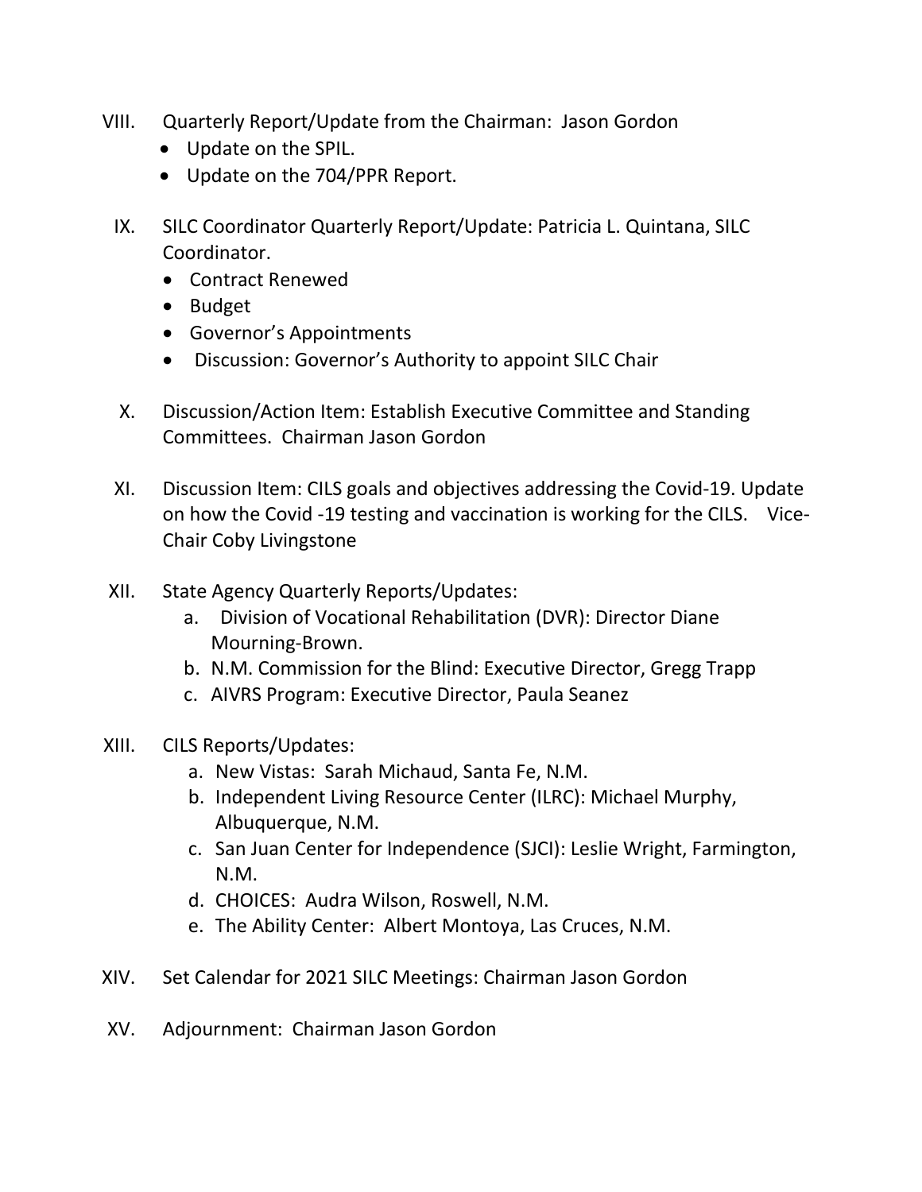VIII. Quarterly Report/Update from the Chairman: Jason Gordon
- Update on the SPIL.
- Update on the 704/PPR Report.

IX. SILC Coordinator Quarterly Report/Update: Patricia L. Quintana, SILC Coordinator.
- Contract Renewed
- Budget
- Governor's Appointments
- Discussion: Governor's Authority to appoint SILC Chair

X. Discussion/Action Item: Establish Executive Committee and Standing Committees. Chairman Jason Gordon

XI. Discussion Item: CILS goals and objectives addressing the Covid-19. Update on how the Covid -19 testing and vaccination is working for the CILS. Vice-Chair Coby Livingstone

XII. State Agency Quarterly Reports/Updates:
   a. Division of Vocational Rehabilitation (DVR): Director Diane Mourning-Brown.
   b. N.M. Commission for the Blind: Executive Director, Gregg Trapp
   c. AIVRS Program: Executive Director, Paula Seanez

XIII. CILS Reports/Updates:
   a. New Vistas: Sarah Michaud, Santa Fe, N.M.
   b. Independent Living Resource Center (ILRC): Michael Murphy, Albuquerque, N.M.
   c. San Juan Center for Independence (SJCI): Leslie Wright, Farmington, N.M.
   d. CHOICES: Audra Wilson, Roswell, N.M.
   e. The Ability Center: Albert Montoya, Las Cruces, N.M.

XIV. Set Calendar for 2021 SILC Meetings: Chairman Jason Gordon

XV. Adjournment: Chairman Jason Gordon